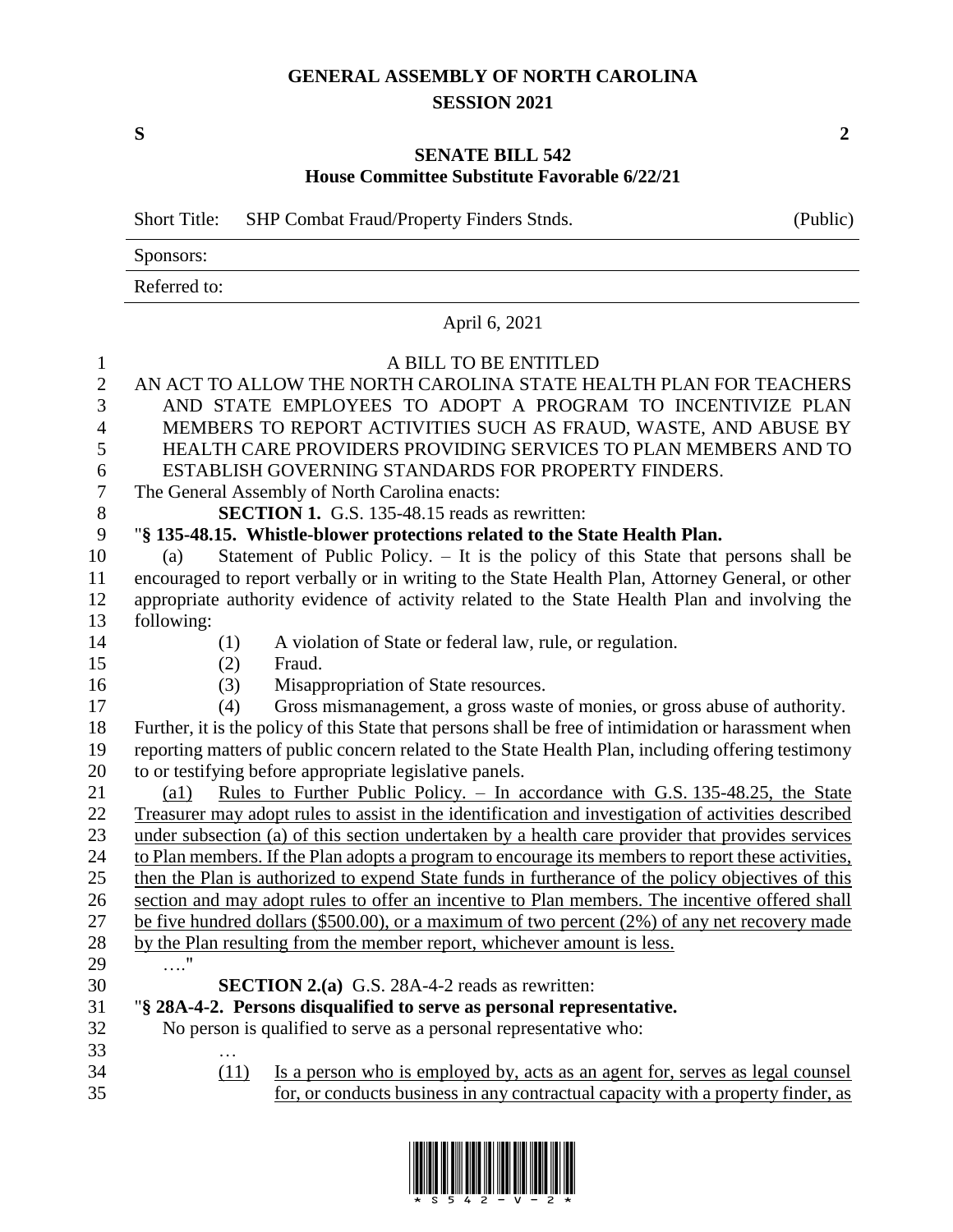# GENERAL ASSEMBLY OF NORTH CAROLINA
## SESSION 2021

**S** **2**

## SENATE BILL 542
### House Committee Substitute Favorable 6/22/21

| Short Title: | SHP Combat Fraud/Property Finders Stnds. | (Public) |
|---|---|---|
| Sponsors: | | |
| Referred to: | | |

April 6, 2021

A BILL TO BE ENTITLED

AN ACT TO ALLOW THE NORTH CAROLINA STATE HEALTH PLAN FOR TEACHERS AND STATE EMPLOYEES TO ADOPT A PROGRAM TO INCENTIVIZE PLAN MEMBERS TO REPORT ACTIVITIES SUCH AS FRAUD, WASTE, AND ABUSE BY HEALTH CARE PROVIDERS PROVIDING SERVICES TO PLAN MEMBERS AND TO ESTABLISH GOVERNING STANDARDS FOR PROPERTY FINDERS.

The General Assembly of North Carolina enacts:

**SECTION 1.** G.S. 135-48.15 reads as rewritten:

"**§ 135-48.15. Whistle-blower protections related to the State Health Plan.**

(a) Statement of Public Policy. – It is the policy of this State that persons shall be encouraged to report verbally or in writing to the State Health Plan, Attorney General, or other appropriate authority evidence of activity related to the State Health Plan and involving the following:

(1) A violation of State or federal law, rule, or regulation.

(2) Fraud.

(3) Misappropriation of State resources.

(4) Gross mismanagement, a gross waste of monies, or gross abuse of authority.

Further, it is the policy of this State that persons shall be free of intimidation or harassment when reporting matters of public concern related to the State Health Plan, including offering testimony to or testifying before appropriate legislative panels.

<u>(a1) Rules to Further Public Policy. – In accordance with G.S. 135-48.25, the State Treasurer may adopt rules to assist in the identification and investigation of activities described under subsection (a) of this section undertaken by a health care provider that provides services to Plan members. If the Plan adopts a program to encourage its members to report these activities, then the Plan is authorized to expend State funds in furtherance of the policy objectives of this section and may adopt rules to offer an incentive to Plan members. The incentive offered shall be five hundred dollars ($500.00), or a maximum of two percent (2%) of any net recovery made by the Plan resulting from the member report, whichever amount is less.</u>

…."

**SECTION 2.(a)** G.S. 28A-4-2 reads as rewritten:

"**§ 28A-4-2. Persons disqualified to serve as personal representative.**

No person is qualified to serve as a personal representative who:

…

<u>(11) Is a person who is employed by, acts as an agent for, serves as legal counsel for, or conducts business in any contractual capacity with a property finder, as</u>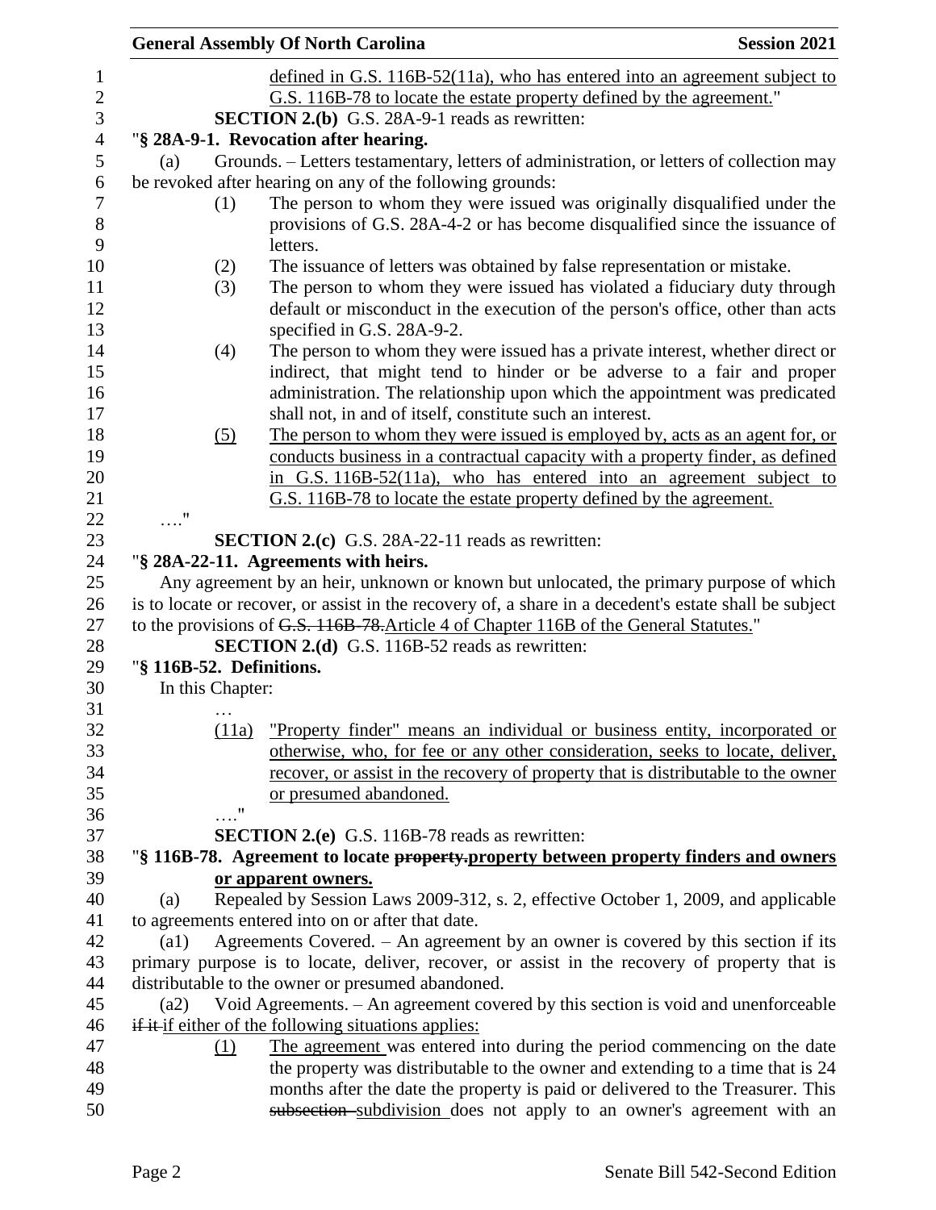defined in G.S. 116B-52(11a), who has entered into an agreement subject to G.S. 116B-78 to locate the estate property defined by the agreement."

**SECTION 2.(b)** G.S. 28A-9-1 reads as rewritten:

"**§ 28A-9-1. Revocation after hearing.**

(a) Grounds. – Letters testamentary, letters of administration, or letters of collection may be revoked after hearing on any of the following grounds:

(1) The person to whom they were issued was originally disqualified under the provisions of G.S. 28A-4-2 or has become disqualified since the issuance of letters.

(2) The issuance of letters was obtained by false representation or mistake.

(3) The person to whom they were issued has violated a fiduciary duty through default or misconduct in the execution of the person's office, other than acts specified in G.S. 28A-9-2.

(4) The person to whom they were issued has a private interest, whether direct or indirect, that might tend to hinder or be adverse to a fair and proper administration. The relationship upon which the appointment was predicated shall not, in and of itself, constitute such an interest.

(5) The person to whom they were issued is employed by, acts as an agent for, or conducts business in a contractual capacity with a property finder, as defined in G.S. 116B-52(11a), who has entered into an agreement subject to G.S. 116B-78 to locate the estate property defined by the agreement.

…."

**SECTION 2.(c)** G.S. 28A-22-11 reads as rewritten:

"**§ 28A-22-11. Agreements with heirs.**

Any agreement by an heir, unknown or known but unlocated, the primary purpose of which is to locate or recover, or assist in the recovery of, a share in a decedent's estate shall be subject to the provisions of ~~G.S. 116B-78.~~Article 4 of Chapter 116B of the General Statutes."

**SECTION 2.(d)** G.S. 116B-52 reads as rewritten:

"**§ 116B-52. Definitions.**

In this Chapter:

…

(11a) "Property finder" means an individual or business entity, incorporated or otherwise, who, for fee or any other consideration, seeks to locate, deliver, recover, or assist in the recovery of property that is distributable to the owner or presumed abandoned.

…."

**SECTION 2.(e)** G.S. 116B-78 reads as rewritten:

"**§ 116B-78. Agreement to locate ~~property.~~property between property finders and owners or apparent owners.**

(a) Repealed by Session Laws 2009-312, s. 2, effective October 1, 2009, and applicable to agreements entered into on or after that date.

(a1) Agreements Covered. – An agreement by an owner is covered by this section if its primary purpose is to locate, deliver, recover, or assist in the recovery of property that is distributable to the owner or presumed abandoned.

(a2) Void Agreements. – An agreement covered by this section is void and unenforceable ~~if it~~ if either of the following situations applies:

(1) The agreement was entered into during the period commencing on the date the property was distributable to the owner and extending to a time that is 24 months after the date the property is paid or delivered to the Treasurer. This ~~subsection~~ subdivision does not apply to an owner's agreement with an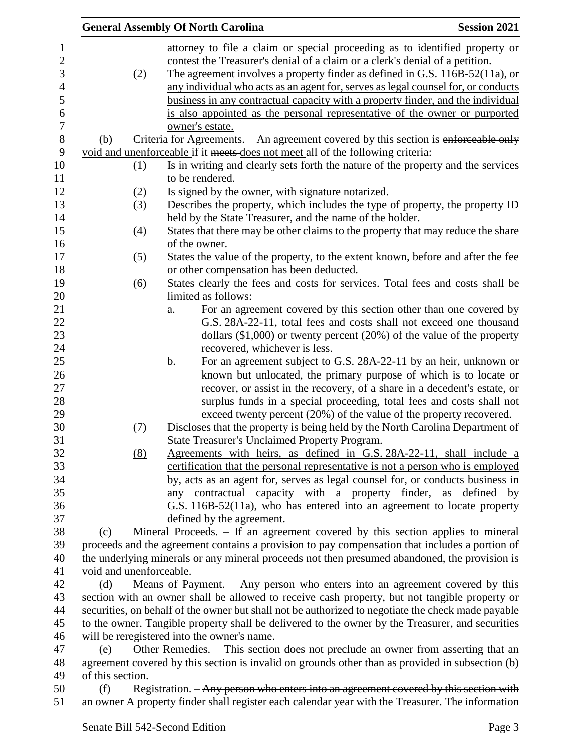attorney to file a claim or special proceeding as to identified property or contest the Treasurer's denial of a claim or a clerk's denial of a petition.

(2) The agreement involves a property finder as defined in G.S. 116B-52(11a), or any individual who acts as an agent for, serves as legal counsel for, or conducts business in any contractual capacity with a property finder, and the individual is also appointed as the personal representative of the owner or purported owner's estate.

(b) Criteria for Agreements. – An agreement covered by this section is ~~enforceable only~~ void and unenforceable if it ~~meets~~ does not meet all of the following criteria:

(1) Is in writing and clearly sets forth the nature of the property and the services to be rendered.

(2) Is signed by the owner, with signature notarized.

(3) Describes the property, which includes the type of property, the property ID held by the State Treasurer, and the name of the holder.

(4) States that there may be other claims to the property that may reduce the share of the owner.

(5) States the value of the property, to the extent known, before and after the fee or other compensation has been deducted.

(6) States clearly the fees and costs for services. Total fees and costs shall be limited as follows:

a. For an agreement covered by this section other than one covered by G.S. 28A-22-11, total fees and costs shall not exceed one thousand dollars ($1,000) or twenty percent (20%) of the value of the property recovered, whichever is less.

b. For an agreement subject to G.S. 28A-22-11 by an heir, unknown or known but unlocated, the primary purpose of which is to locate or recover, or assist in the recovery, of a share in a decedent's estate, or surplus funds in a special proceeding, total fees and costs shall not exceed twenty percent (20%) of the value of the property recovered.

(7) Discloses that the property is being held by the North Carolina Department of State Treasurer's Unclaimed Property Program.

(8) Agreements with heirs, as defined in G.S. 28A-22-11, shall include a certification that the personal representative is not a person who is employed by, acts as an agent for, serves as legal counsel for, or conducts business in any contractual capacity with a property finder, as defined by G.S. 116B-52(11a), who has entered into an agreement to locate property defined by the agreement.

(c) Mineral Proceeds. – If an agreement covered by this section applies to mineral proceeds and the agreement contains a provision to pay compensation that includes a portion of the underlying minerals or any mineral proceeds not then presumed abandoned, the provision is void and unenforceable.

(d) Means of Payment. – Any person who enters into an agreement covered by this section with an owner shall be allowed to receive cash property, but not tangible property or securities, on behalf of the owner but shall not be authorized to negotiate the check made payable to the owner. Tangible property shall be delivered to the owner by the Treasurer, and securities will be reregistered into the owner's name.

(e) Other Remedies. – This section does not preclude an owner from asserting that an agreement covered by this section is invalid on grounds other than as provided in subsection (b) of this section.

(f) Registration. – ~~Any person who enters into an agreement covered by this section with an owner~~ A property finder shall register each calendar year with the Treasurer. The information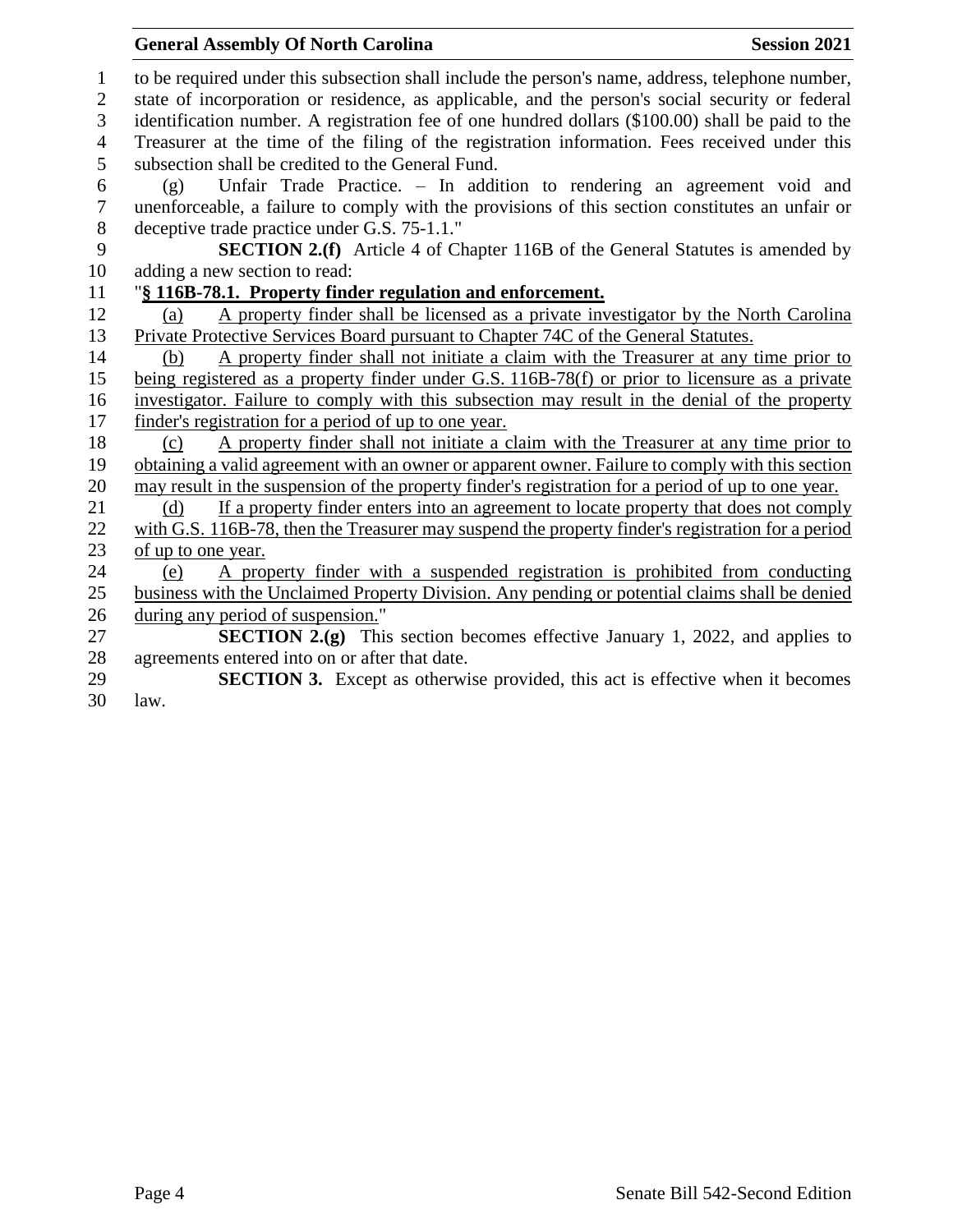to be required under this subsection shall include the person's name, address, telephone number, state of incorporation or residence, as applicable, and the person's social security or federal identification number. A registration fee of one hundred dollars ($100.00) shall be paid to the Treasurer at the time of the filing of the registration information. Fees received under this subsection shall be credited to the General Fund.

(g) Unfair Trade Practice. – In addition to rendering an agreement void and unenforceable, a failure to comply with the provisions of this section constitutes an unfair or deceptive trade practice under G.S. 75-1.1."

**SECTION 2.(f)** Article 4 of Chapter 116B of the General Statutes is amended by adding a new section to read:

"**§ 116B-78.1. Property finder regulation and enforcement.**

(a) A property finder shall be licensed as a private investigator by the North Carolina Private Protective Services Board pursuant to Chapter 74C of the General Statutes.

(b) A property finder shall not initiate a claim with the Treasurer at any time prior to being registered as a property finder under G.S. 116B-78(f) or prior to licensure as a private investigator. Failure to comply with this subsection may result in the denial of the property finder's registration for a period of up to one year.

(c) A property finder shall not initiate a claim with the Treasurer at any time prior to obtaining a valid agreement with an owner or apparent owner. Failure to comply with this section may result in the suspension of the property finder's registration for a period of up to one year.

(d) If a property finder enters into an agreement to locate property that does not comply with G.S. 116B-78, then the Treasurer may suspend the property finder's registration for a period of up to one year.

(e) A property finder with a suspended registration is prohibited from conducting business with the Unclaimed Property Division. Any pending or potential claims shall be denied during any period of suspension."

**SECTION 2.(g)** This section becomes effective January 1, 2022, and applies to agreements entered into on or after that date.

**SECTION 3.** Except as otherwise provided, this act is effective when it becomes law.